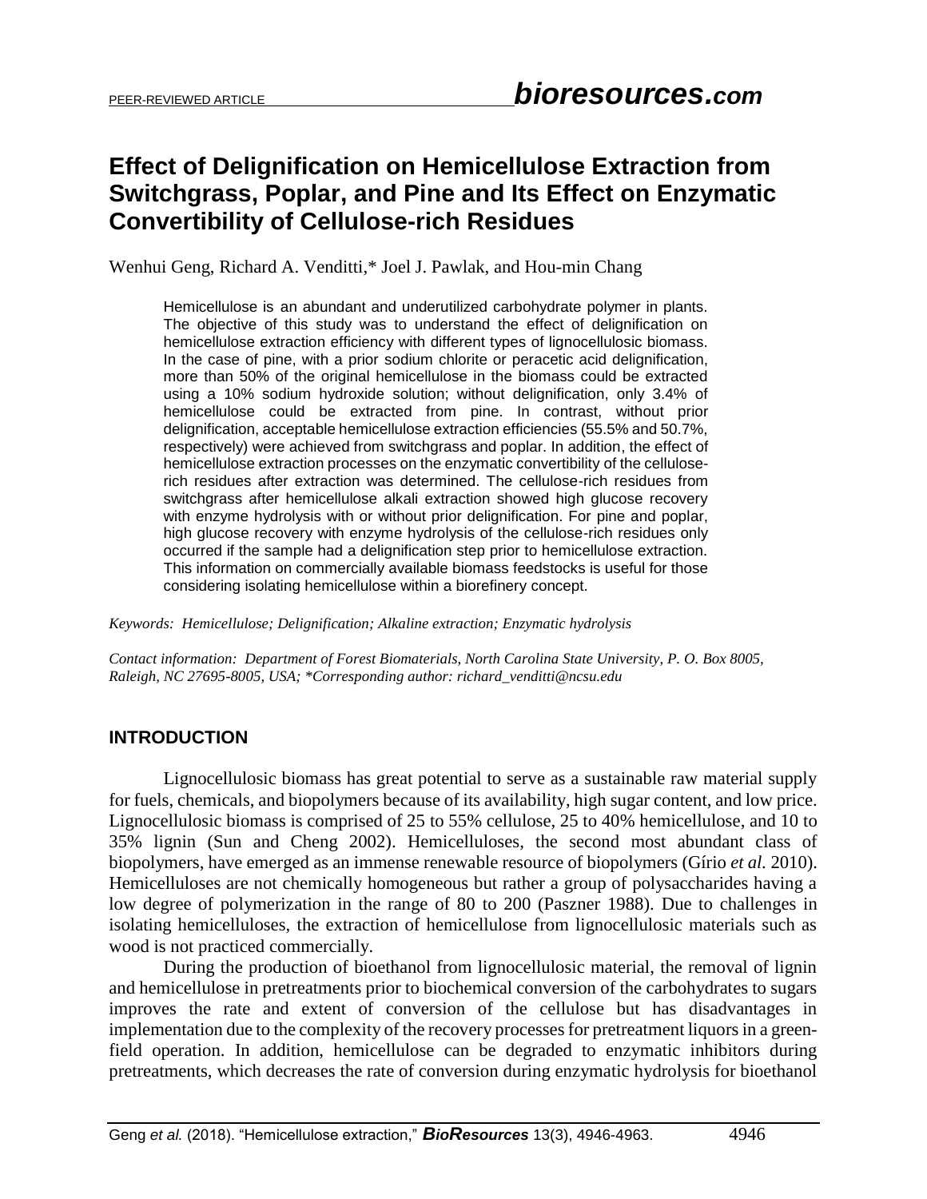# Effect of Delignification on Hemicellulose Extraction from Switchgrass, Poplar, and Pine and Its Effect on Enzymatic Convertibility of Cellulose-rich Residues

Wenhui Geng, Richard A. Venditti,* Joel J. Pawlak, and Hou-min Chang

Hemicellulose is an abundant and underutilized carbohydrate polymer in plants. The objective of this study was to understand the effect of delignification on hemicellulose extraction efficiency with different types of lignocellulosic biomass. In the case of pine, with a prior sodium chlorite or peracetic acid delignification, more than 50% of the original hemicellulose in the biomass could be extracted using a 10% sodium hydroxide solution; without delignification, only 3.4% of hemicellulose could be extracted from pine. In contrast, without prior delignification, acceptable hemicellulose extraction efficiencies (55.5% and 50.7%, respectively) were achieved from switchgrass and poplar. In addition, the effect of hemicellulose extraction processes on the enzymatic convertibility of the cellulose-rich residues after extraction was determined. The cellulose-rich residues from switchgrass after hemicellulose alkali extraction showed high glucose recovery with enzyme hydrolysis with or without prior delignification. For pine and poplar, high glucose recovery with enzyme hydrolysis of the cellulose-rich residues only occurred if the sample had a delignification step prior to hemicellulose extraction. This information on commercially available biomass feedstocks is useful for those considering isolating hemicellulose within a biorefinery concept.

*Keywords: Hemicellulose; Delignification; Alkaline extraction; Enzymatic hydrolysis*

*Contact information: Department of Forest Biomaterials, North Carolina State University, P. O. Box 8005, Raleigh, NC 27695-8005, USA; *Corresponding author: richard_venditti@ncsu.edu*

## INTRODUCTION

Lignocellulosic biomass has great potential to serve as a sustainable raw material supply for fuels, chemicals, and biopolymers because of its availability, high sugar content, and low price. Lignocellulosic biomass is comprised of 25 to 55% cellulose, 25 to 40% hemicellulose, and 10 to 35% lignin (Sun and Cheng 2002). Hemicelluloses, the second most abundant class of biopolymers, have emerged as an immense renewable resource of biopolymers (Gírio *et al.* 2010). Hemicelluloses are not chemically homogeneous but rather a group of polysaccharides having a low degree of polymerization in the range of 80 to 200 (Paszner 1988). Due to challenges in isolating hemicelluloses, the extraction of hemicellulose from lignocellulosic materials such as wood is not practiced commercially.

During the production of bioethanol from lignocellulosic material, the removal of lignin and hemicellulose in pretreatments prior to biochemical conversion of the carbohydrates to sugars improves the rate and extent of conversion of the cellulose but has disadvantages in implementation due to the complexity of the recovery processes for pretreatment liquors in a green-field operation. In addition, hemicellulose can be degraded to enzymatic inhibitors during pretreatments, which decreases the rate of conversion during enzymatic hydrolysis for bioethanol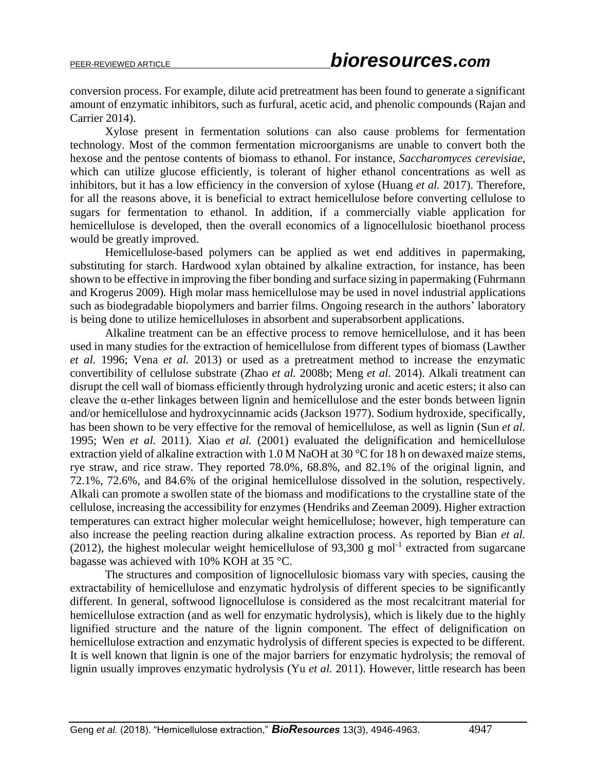conversion process. For example, dilute acid pretreatment has been found to generate a significant amount of enzymatic inhibitors, such as furfural, acetic acid, and phenolic compounds (Rajan and Carrier 2014).

Xylose present in fermentation solutions can also cause problems for fermentation technology. Most of the common fermentation microorganisms are unable to convert both the hexose and the pentose contents of biomass to ethanol. For instance, *Saccharomyces cerevisiae*, which can utilize glucose efficiently, is tolerant of higher ethanol concentrations as well as inhibitors, but it has a low efficiency in the conversion of xylose (Huang *et al.* 2017). Therefore, for all the reasons above, it is beneficial to extract hemicellulose before converting cellulose to sugars for fermentation to ethanol. In addition, if a commercially viable application for hemicellulose is developed, then the overall economics of a lignocellulosic bioethanol process would be greatly improved.

Hemicellulose-based polymers can be applied as wet end additives in papermaking, substituting for starch. Hardwood xylan obtained by alkaline extraction, for instance, has been shown to be effective in improving the fiber bonding and surface sizing in papermaking (Fuhrmann and Krogerus 2009). High molar mass hemicellulose may be used in novel industrial applications such as biodegradable biopolymers and barrier films. Ongoing research in the authors' laboratory is being done to utilize hemicelluloses in absorbent and superabsorbent applications.

Alkaline treatment can be an effective process to remove hemicellulose, and it has been used in many studies for the extraction of hemicellulose from different types of biomass (Lawther *et al.* 1996; Vena *et al.* 2013) or used as a pretreatment method to increase the enzymatic convertibility of cellulose substrate (Zhao *et al.* 2008b; Meng *et al.* 2014). Alkali treatment can disrupt the cell wall of biomass efficiently through hydrolyzing uronic and acetic esters; it also can cleave the α-ether linkages between lignin and hemicellulose and the ester bonds between lignin and/or hemicellulose and hydroxycinnamic acids (Jackson 1977). Sodium hydroxide, specifically, has been shown to be very effective for the removal of hemicellulose, as well as lignin (Sun *et al.* 1995; Wen *et al.* 2011). Xiao *et al.* (2001) evaluated the delignification and hemicellulose extraction yield of alkaline extraction with 1.0 M NaOH at 30 °C for 18 h on dewaxed maize stems, rye straw, and rice straw. They reported 78.0%, 68.8%, and 82.1% of the original lignin, and 72.1%, 72.6%, and 84.6% of the original hemicellulose dissolved in the solution, respectively. Alkali can promote a swollen state of the biomass and modifications to the crystalline state of the cellulose, increasing the accessibility for enzymes (Hendriks and Zeeman 2009). Higher extraction temperatures can extract higher molecular weight hemicellulose; however, high temperature can also increase the peeling reaction during alkaline extraction process. As reported by Bian *et al.* (2012), the highest molecular weight hemicellulose of 93,300 g $mol^{-1}$ extracted from sugarcane bagasse was achieved with 10% KOH at 35 °C.

The structures and composition of lignocellulosic biomass vary with species, causing the extractability of hemicellulose and enzymatic hydrolysis of different species to be significantly different. In general, softwood lignocellulose is considered as the most recalcitrant material for hemicellulose extraction (and as well for enzymatic hydrolysis), which is likely due to the highly lignified structure and the nature of the lignin component. The effect of delignification on hemicellulose extraction and enzymatic hydrolysis of different species is expected to be different. It is well known that lignin is one of the major barriers for enzymatic hydrolysis; the removal of lignin usually improves enzymatic hydrolysis (Yu *et al.* 2011). However, little research has been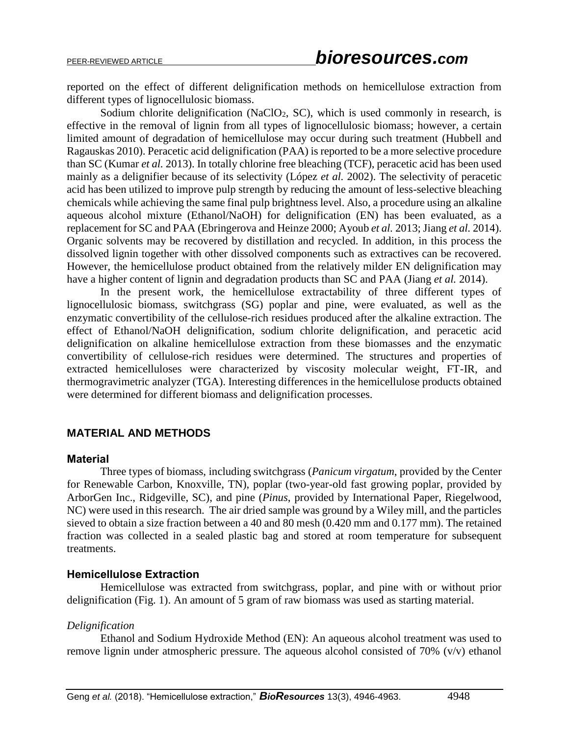reported on the effect of different delignification methods on hemicellulose extraction from different types of lignocellulosic biomass.

Sodium chlorite delignification ($NaClO_2$, SC), which is used commonly in research, is effective in the removal of lignin from all types of lignocellulosic biomass; however, a certain limited amount of degradation of hemicellulose may occur during such treatment (Hubbell and Ragauskas 2010). Peracetic acid delignification (PAA) is reported to be a more selective procedure than SC (Kumar *et al.* 2013). In totally chlorine free bleaching (TCF), peracetic acid has been used mainly as a delignifier because of its selectivity (López *et al.* 2002). The selectivity of peracetic acid has been utilized to improve pulp strength by reducing the amount of less-selective bleaching chemicals while achieving the same final pulp brightness level. Also, a procedure using an alkaline aqueous alcohol mixture (Ethanol/NaOH) for delignification (EN) has been evaluated, as a replacement for SC and PAA (Ebringerova and Heinze 2000; Ayoub *et al.* 2013; Jiang *et al.* 2014). Organic solvents may be recovered by distillation and recycled. In addition, in this process the dissolved lignin together with other dissolved components such as extractives can be recovered. However, the hemicellulose product obtained from the relatively milder EN delignification may have a higher content of lignin and degradation products than SC and PAA (Jiang *et al.* 2014).

In the present work, the hemicellulose extractability of three different types of lignocellulosic biomass, switchgrass (SG) poplar and pine, were evaluated, as well as the enzymatic convertibility of the cellulose-rich residues produced after the alkaline extraction. The effect of Ethanol/NaOH delignification, sodium chlorite delignification, and peracetic acid delignification on alkaline hemicellulose extraction from these biomasses and the enzymatic convertibility of cellulose-rich residues were determined. The structures and properties of extracted hemicelluloses were characterized by viscosity molecular weight, FT-IR, and thermogravimetric analyzer (TGA). Interesting differences in the hemicellulose products obtained were determined for different biomass and delignification processes.

## MATERIAL AND METHODS

### Material

Three types of biomass, including switchgrass (*Panicum virgatum*, provided by the Center for Renewable Carbon, Knoxville, TN), poplar (two-year-old fast growing poplar, provided by ArborGen Inc., Ridgeville, SC), and pine (*Pinus,* provided by International Paper, Riegelwood, NC) were used in this research. The air dried sample was ground by a Wiley mill, and the particles sieved to obtain a size fraction between a 40 and 80 mesh (0.420 mm and 0.177 mm). The retained fraction was collected in a sealed plastic bag and stored at room temperature for subsequent treatments.

### Hemicellulose Extraction

Hemicellulose was extracted from switchgrass, poplar, and pine with or without prior delignification (Fig. 1). An amount of 5 gram of raw biomass was used as starting material.

*Delignification*

Ethanol and Sodium Hydroxide Method (EN): An aqueous alcohol treatment was used to remove lignin under atmospheric pressure. The aqueous alcohol consisted of 70% (v/v) ethanol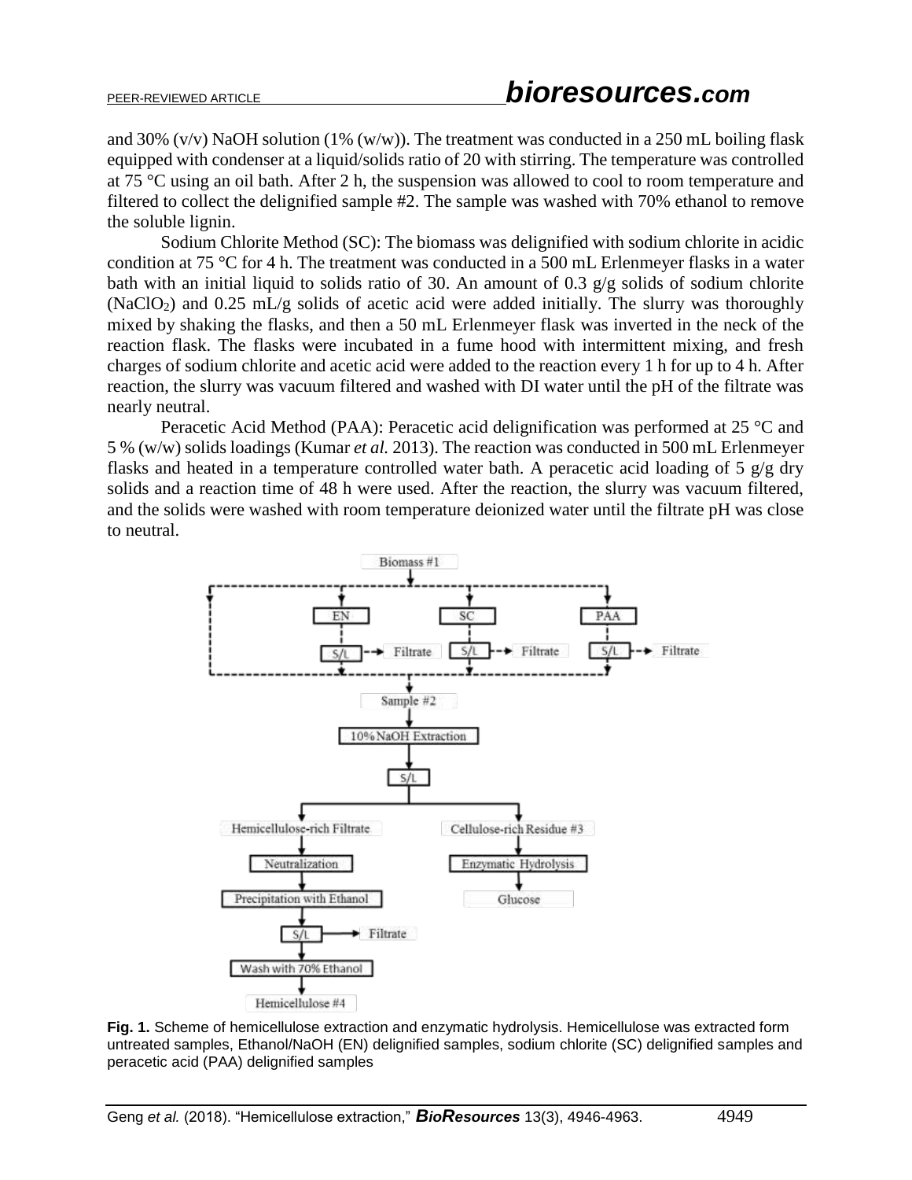and 30% (v/v) NaOH solution (1% (w/w)). The treatment was conducted in a 250 mL boiling flask equipped with condenser at a liquid/solids ratio of 20 with stirring. The temperature was controlled at 75 °C using an oil bath. After 2 h, the suspension was allowed to cool to room temperature and filtered to collect the delignified sample #2. The sample was washed with 70% ethanol to remove the soluble lignin.

Sodium Chlorite Method (SC): The biomass was delignified with sodium chlorite in acidic condition at 75 °C for 4 h. The treatment was conducted in a 500 mL Erlenmeyer flasks in a water bath with an initial liquid to solids ratio of 30. An amount of 0.3 g/g solids of sodium chlorite ($NaClO_2$) and 0.25 mL/g solids of acetic acid were added initially. The slurry was thoroughly mixed by shaking the flasks, and then a 50 mL Erlenmeyer flask was inverted in the neck of the reaction flask. The flasks were incubated in a fume hood with intermittent mixing, and fresh charges of sodium chlorite and acetic acid were added to the reaction every 1 h for up to 4 h. After reaction, the slurry was vacuum filtered and washed with DI water until the pH of the filtrate was nearly neutral.

Peracetic Acid Method (PAA): Peracetic acid delignification was performed at 25 °C and 5 % (w/w) solids loadings (Kumar *et al.* 2013). The reaction was conducted in 500 mL Erlenmeyer flasks and heated in a temperature controlled water bath. A peracetic acid loading of 5 g/g dry solids and a reaction time of 48 h were used. After the reaction, the slurry was vacuum filtered, and the solids were washed with room temperature deionized water until the filtrate pH was close to neutral.

Biomass #1 → EN / SC / PAA → S/L → Filtrate

Sample #2 → 10% NaOH Extraction → S/L

Hemicellulose-rich Filtrate → Neutralization → Precipitation with Ethanol → S/L → Filtrate; Wash with 70% Ethanol → Hemicellulose #4

Cellulose-rich Residue #3 → Enzymatic Hydrolysis → Glucose

**Fig. 1.** Scheme of hemicellulose extraction and enzymatic hydrolysis. Hemicellulose was extracted form untreated samples, Ethanol/NaOH (EN) delignified samples, sodium chlorite (SC) delignified samples and peracetic acid (PAA) delignified samples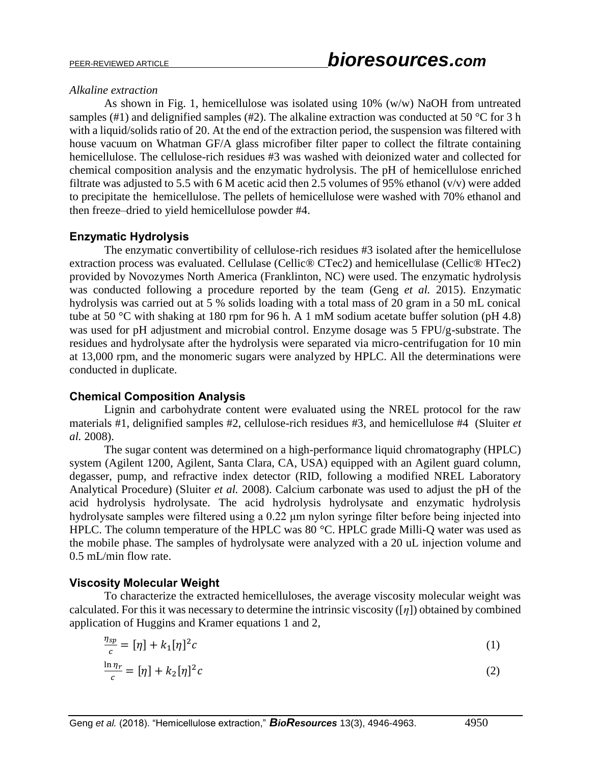*Alkaline extraction*

As shown in Fig. 1, hemicellulose was isolated using 10% (w/w) NaOH from untreated samples (#1) and delignified samples (#2). The alkaline extraction was conducted at 50 °C for 3 h with a liquid/solids ratio of 20. At the end of the extraction period, the suspension was filtered with house vacuum on Whatman GF/A glass microfiber filter paper to collect the filtrate containing hemicellulose. The cellulose-rich residues #3 was washed with deionized water and collected for chemical composition analysis and the enzymatic hydrolysis. The pH of hemicellulose enriched filtrate was adjusted to 5.5 with 6 M acetic acid then 2.5 volumes of 95% ethanol (v/v) were added to precipitate the hemicellulose. The pellets of hemicellulose were washed with 70% ethanol and then freeze–dried to yield hemicellulose powder #4.

## Enzymatic Hydrolysis

The enzymatic convertibility of cellulose-rich residues #3 isolated after the hemicellulose extraction process was evaluated. Cellulase (Cellic® CTec2) and hemicellulase (Cellic® HTec2) provided by Novozymes North America (Franklinton, NC) were used. The enzymatic hydrolysis was conducted following a procedure reported by the team (Geng *et al.* 2015). Enzymatic hydrolysis was carried out at 5 % solids loading with a total mass of 20 gram in a 50 mL conical tube at 50 °C with shaking at 180 rpm for 96 h. A 1 mM sodium acetate buffer solution (pH 4.8) was used for pH adjustment and microbial control. Enzyme dosage was 5 FPU/g-substrate. The residues and hydrolysate after the hydrolysis were separated via micro-centrifugation for 10 min at 13,000 rpm, and the monomeric sugars were analyzed by HPLC. All the determinations were conducted in duplicate.

## Chemical Composition Analysis

Lignin and carbohydrate content were evaluated using the NREL protocol for the raw materials #1, delignified samples #2, cellulose-rich residues #3, and hemicellulose #4 (Sluiter *et al.* 2008).

The sugar content was determined on a high-performance liquid chromatography (HPLC) system (Agilent 1200, Agilent, Santa Clara, CA, USA) equipped with an Agilent guard column, degasser, pump, and refractive index detector (RID, following a modified NREL Laboratory Analytical Procedure) (Sluiter *et al.* 2008). Calcium carbonate was used to adjust the pH of the acid hydrolysis hydrolysate. The acid hydrolysis hydrolysate and enzymatic hydrolysis hydrolysate samples were filtered using a 0.22 μm nylon syringe filter before being injected into HPLC. The column temperature of the HPLC was 80 °C. HPLC grade Milli-Q water was used as the mobile phase. The samples of hydrolysate were analyzed with a 20 uL injection volume and 0.5 mL/min flow rate.

## Viscosity Molecular Weight

To characterize the extracted hemicelluloses, the average viscosity molecular weight was calculated. For this it was necessary to determine the intrinsic viscosity ($[\eta]$) obtained by combined application of Huggins and Kramer equations 1 and 2,

$$\frac{\eta_{sp}}{c} = [\eta] + k_1[\eta]^2 c \tag{1}$$

$$\frac{\ln \eta_r}{c} = [\eta] + k_2[\eta]^2 c \tag{2}$$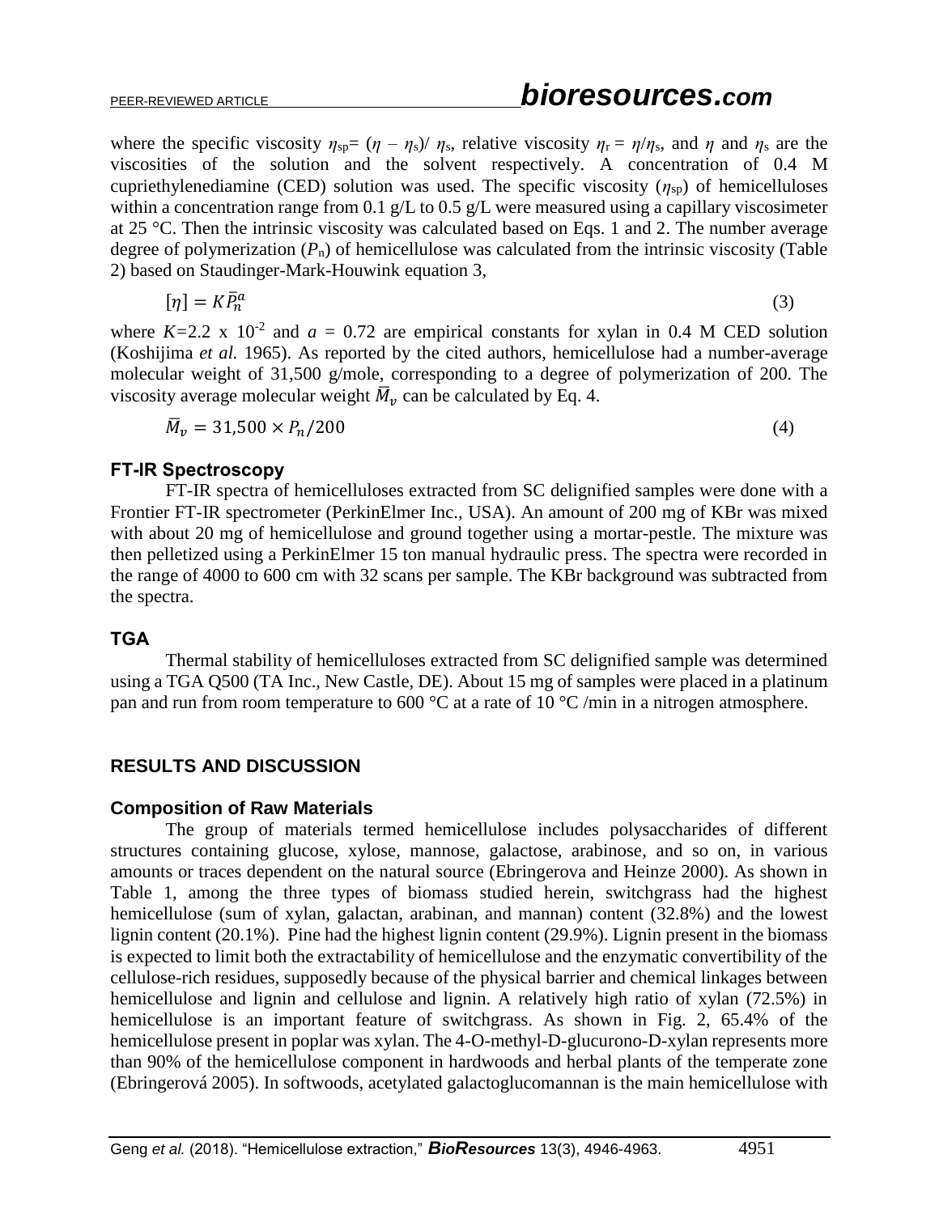where the specific viscosity $\eta_{sp}= (\eta - \eta_s)/ \eta_s$, relative viscosity $\eta_r = \eta/\eta_s$, and $\eta$ and $\eta_s$ are the viscosities of the solution and the solvent respectively. A concentration of 0.4 M cupriethylenediamine (CED) solution was used. The specific viscosity ($\eta_{sp}$) of hemicelluloses within a concentration range from 0.1 g/L to 0.5 g/L were measured using a capillary viscosimeter at 25 °C. Then the intrinsic viscosity was calculated based on Eqs. 1 and 2. The number average degree of polymerization ($P_n$) of hemicellulose was calculated from the intrinsic viscosity (Table 2) based on Staudinger-Mark-Houwink equation 3,

$$[\eta] = K\bar{P}_n^a \tag{3}$$

where $K$=2.2 x $10^{-2}$ and $a$ = 0.72 are empirical constants for xylan in 0.4 M CED solution (Koshijima *et al.* 1965). As reported by the cited authors, hemicellulose had a number-average molecular weight of 31,500 g/mole, corresponding to a degree of polymerization of 200. The viscosity average molecular weight $\bar{M}_v$ can be calculated by Eq. 4.

$$\bar{M}_v = 31{,}500 \times P_n/200 \tag{4}$$

### FT-IR Spectroscopy

FT-IR spectra of hemicelluloses extracted from SC delignified samples were done with a Frontier FT-IR spectrometer (PerkinElmer Inc., USA). An amount of 200 mg of KBr was mixed with about 20 mg of hemicellulose and ground together using a mortar-pestle. The mixture was then pelletized using a PerkinElmer 15 ton manual hydraulic press. The spectra were recorded in the range of 4000 to 600 cm with 32 scans per sample. The KBr background was subtracted from the spectra.

### TGA

Thermal stability of hemicelluloses extracted from SC delignified sample was determined using a TGA Q500 (TA Inc., New Castle, DE). About 15 mg of samples were placed in a platinum pan and run from room temperature to 600 °C at a rate of 10 °C /min in a nitrogen atmosphere.

## RESULTS AND DISCUSSION

### Composition of Raw Materials

The group of materials termed hemicellulose includes polysaccharides of different structures containing glucose, xylose, mannose, galactose, arabinose, and so on, in various amounts or traces dependent on the natural source (Ebringerova and Heinze 2000). As shown in Table 1, among the three types of biomass studied herein, switchgrass had the highest hemicellulose (sum of xylan, galactan, arabinan, and mannan) content (32.8%) and the lowest lignin content (20.1%). Pine had the highest lignin content (29.9%). Lignin present in the biomass is expected to limit both the extractability of hemicellulose and the enzymatic convertibility of the cellulose-rich residues, supposedly because of the physical barrier and chemical linkages between hemicellulose and lignin and cellulose and lignin. A relatively high ratio of xylan (72.5%) in hemicellulose is an important feature of switchgrass. As shown in Fig. 2, 65.4% of the hemicellulose present in poplar was xylan. The 4-O-methyl-D-glucurono-D-xylan represents more than 90% of the hemicellulose component in hardwoods and herbal plants of the temperate zone (Ebringerová 2005). In softwoods, acetylated galactoglucomannan is the main hemicellulose with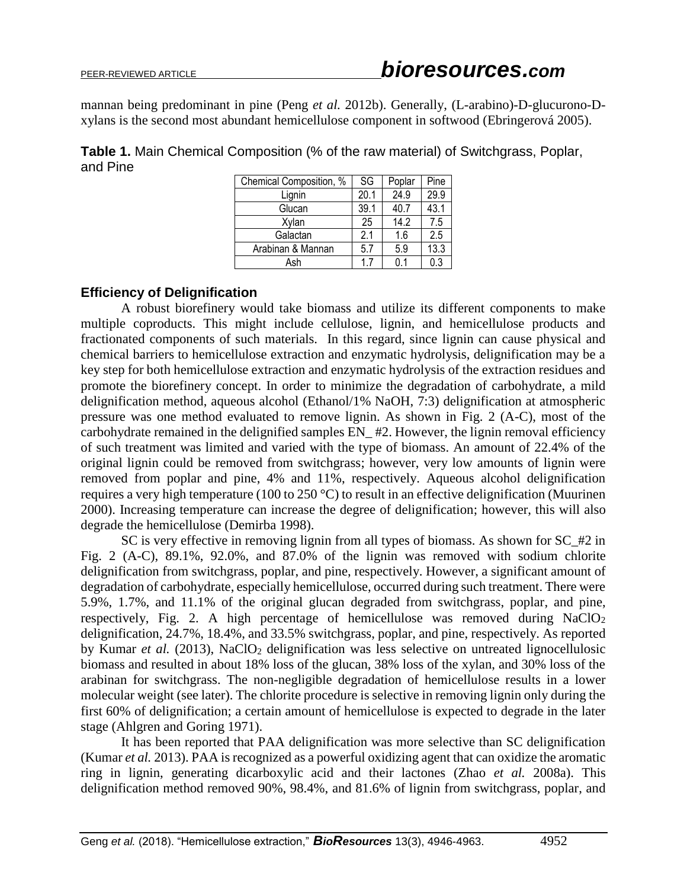mannan being predominant in pine (Peng *et al.* 2012b). Generally, (L-arabino)-D-glucurono-D-xylans is the second most abundant hemicellulose component in softwood (Ebringerová 2005).

**Table 1.** Main Chemical Composition (% of the raw material) of Switchgrass, Poplar, and Pine

| Chemical Composition, % | SG | Poplar | Pine |
|---|---|---|---|
| Lignin | 20.1 | 24.9 | 29.9 |
| Glucan | 39.1 | 40.7 | 43.1 |
| Xylan | 25 | 14.2 | 7.5 |
| Galactan | 2.1 | 1.6 | 2.5 |
| Arabinan & Mannan | 5.7 | 5.9 | 13.3 |
| Ash | 1.7 | 0.1 | 0.3 |

### Efficiency of Delignification

A robust biorefinery would take biomass and utilize its different components to make multiple coproducts. This might include cellulose, lignin, and hemicellulose products and fractionated components of such materials. In this regard, since lignin can cause physical and chemical barriers to hemicellulose extraction and enzymatic hydrolysis, delignification may be a key step for both hemicellulose extraction and enzymatic hydrolysis of the extraction residues and promote the biorefinery concept. In order to minimize the degradation of carbohydrate, a mild delignification method, aqueous alcohol (Ethanol/1% NaOH, 7:3) delignification at atmospheric pressure was one method evaluated to remove lignin. As shown in Fig. 2 (A-C), most of the carbohydrate remained in the delignified samples EN_ #2. However, the lignin removal efficiency of such treatment was limited and varied with the type of biomass. An amount of 22.4% of the original lignin could be removed from switchgrass; however, very low amounts of lignin were removed from poplar and pine, 4% and 11%, respectively. Aqueous alcohol delignification requires a very high temperature (100 to 250 °C) to result in an effective delignification (Muurinen 2000). Increasing temperature can increase the degree of delignification; however, this will also degrade the hemicellulose (Demirba 1998).

SC is very effective in removing lignin from all types of biomass. As shown for SC_#2 in Fig. 2 (A-C), 89.1%, 92.0%, and 87.0% of the lignin was removed with sodium chlorite delignification from switchgrass, poplar, and pine, respectively. However, a significant amount of degradation of carbohydrate, especially hemicellulose, occurred during such treatment. There were 5.9%, 1.7%, and 11.1% of the original glucan degraded from switchgrass, poplar, and pine, respectively, Fig. 2. A high percentage of hemicellulose was removed during $NaClO_2$ delignification, 24.7%, 18.4%, and 33.5% switchgrass, poplar, and pine, respectively. As reported by Kumar *et al.* (2013), $NaClO_2$ delignification was less selective on untreated lignocellulosic biomass and resulted in about 18% loss of the glucan, 38% loss of the xylan, and 30% loss of the arabinan for switchgrass. The non-negligible degradation of hemicellulose results in a lower molecular weight (see later). The chlorite procedure is selective in removing lignin only during the first 60% of delignification; a certain amount of hemicellulose is expected to degrade in the later stage (Ahlgren and Goring 1971).

It has been reported that PAA delignification was more selective than SC delignification (Kumar *et al.* 2013). PAA is recognized as a powerful oxidizing agent that can oxidize the aromatic ring in lignin, generating dicarboxylic acid and their lactones (Zhao *et al.* 2008a). This delignification method removed 90%, 98.4%, and 81.6% of lignin from switchgrass, poplar, and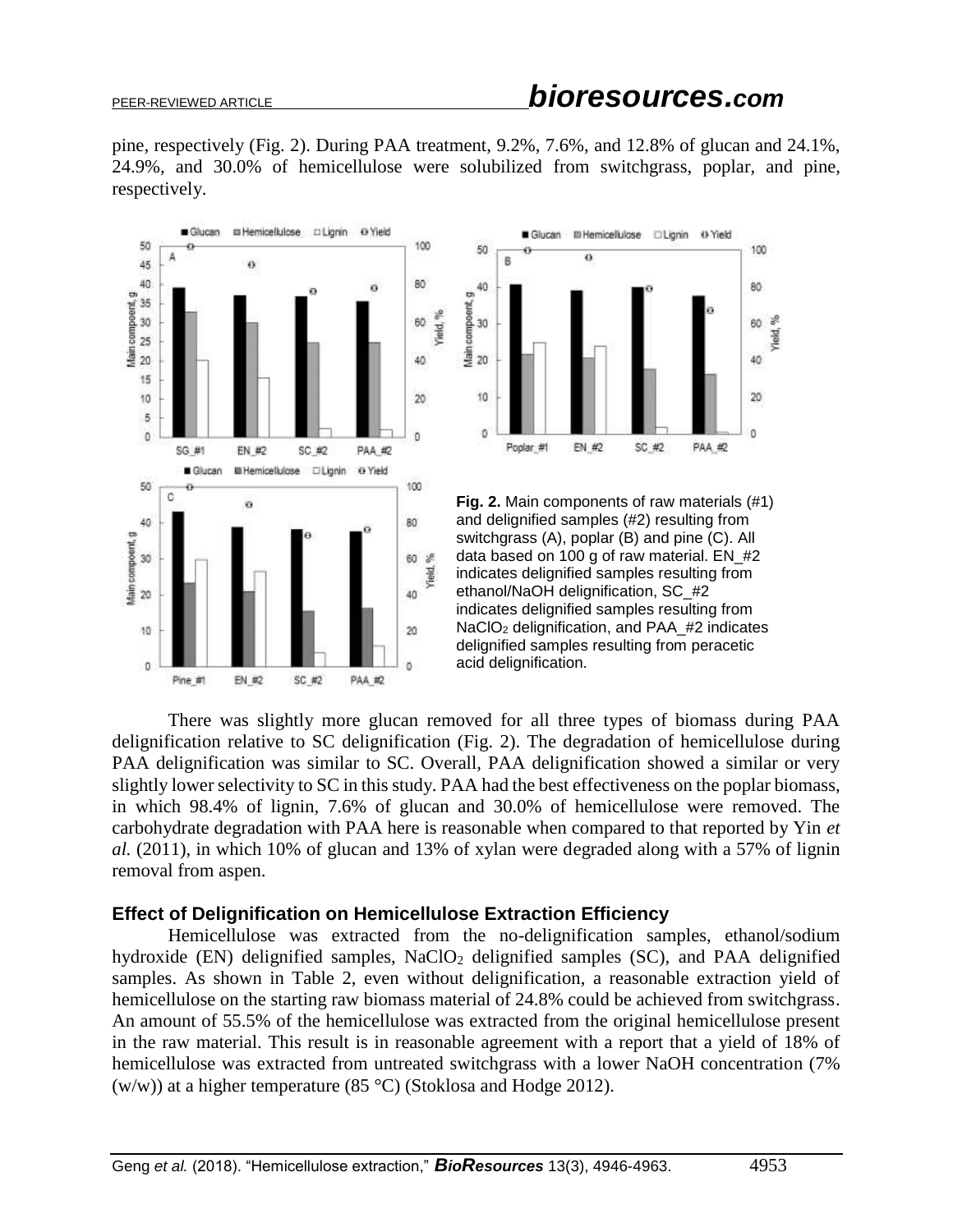pine, respectively (Fig. 2). During PAA treatment, 9.2%, 7.6%, and 12.8% of glucan and 24.1%, 24.9%, and 30.0% of hemicellulose were solubilized from switchgrass, poplar, and pine, respectively.

**Fig. 2.** Main components of raw materials (#1) and delignified samples (#2) resulting from switchgrass (A), poplar (B) and pine (C). All data based on 100 g of raw material. EN_#2 indicates delignified samples resulting from ethanol/NaOH delignification, SC_#2 indicates delignified samples resulting from $NaClO_2$ delignification, and PAA_#2 indicates delignified samples resulting from peracetic acid delignification.

There was slightly more glucan removed for all three types of biomass during PAA delignification relative to SC delignification (Fig. 2). The degradation of hemicellulose during PAA delignification was similar to SC. Overall, PAA delignification showed a similar or very slightly lower selectivity to SC in this study. PAA had the best effectiveness on the poplar biomass, in which 98.4% of lignin, 7.6% of glucan and 30.0% of hemicellulose were removed. The carbohydrate degradation with PAA here is reasonable when compared to that reported by Yin *et al.* (2011), in which 10% of glucan and 13% of xylan were degraded along with a 57% of lignin removal from aspen.

### Effect of Delignification on Hemicellulose Extraction Efficiency

Hemicellulose was extracted from the no-delignification samples, ethanol/sodium hydroxide (EN) delignified samples, $NaClO_2$ delignified samples (SC), and PAA delignified samples. As shown in Table 2, even without delignification, a reasonable extraction yield of hemicellulose on the starting raw biomass material of 24.8% could be achieved from switchgrass. An amount of 55.5% of the hemicellulose was extracted from the original hemicellulose present in the raw material. This result is in reasonable agreement with a report that a yield of 18% of hemicellulose was extracted from untreated switchgrass with a lower NaOH concentration (7% (w/w)) at a higher temperature (85 °C) (Stoklosa and Hodge 2012).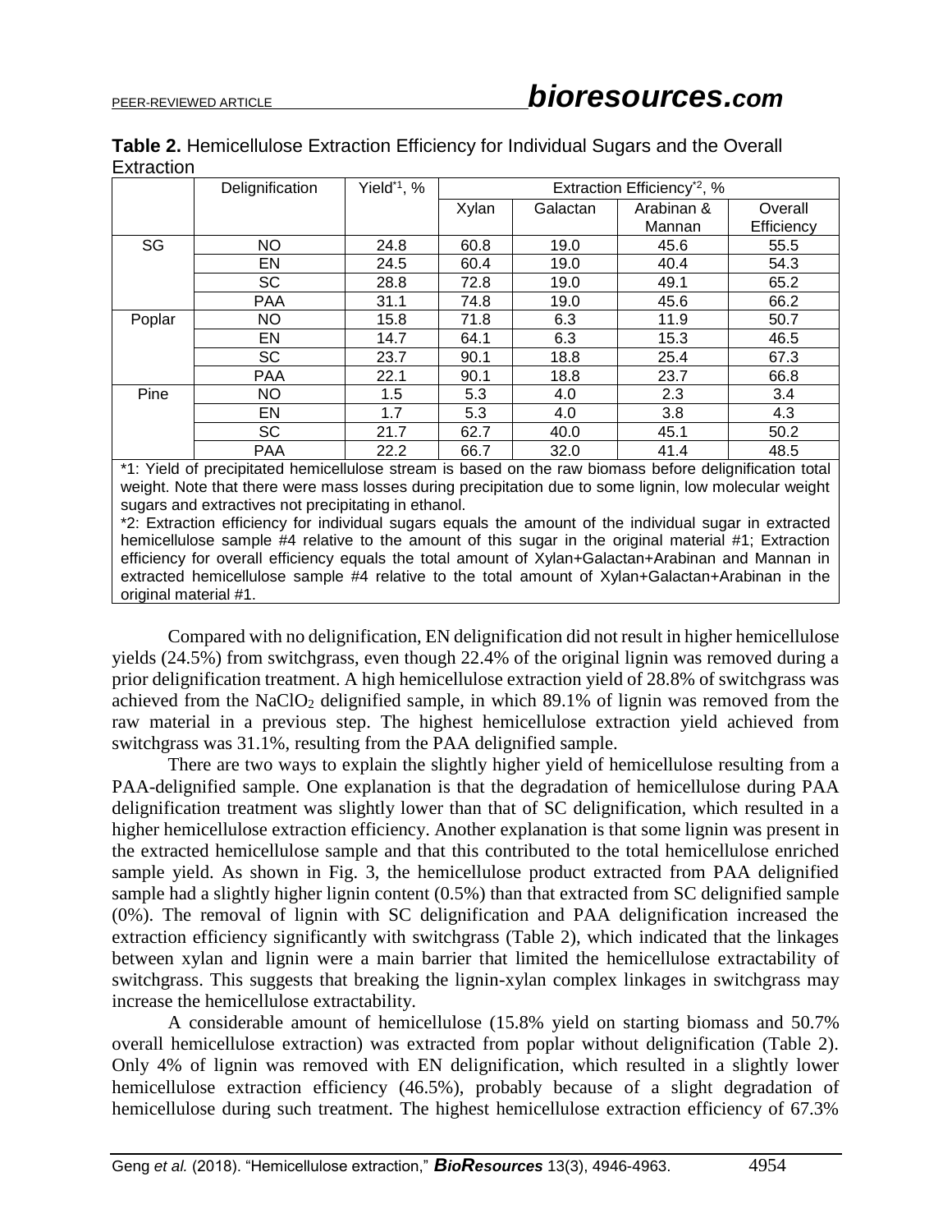**Table 2.** Hemicellulose Extraction Efficiency for Individual Sugars and the Overall Extraction

| | Delignification | Yield[*1], % | Extraction Efficiency[*2], % | | | |
|---|---|---|---|---|---|---|
| | | | Xylan | Galactan | Arabinan & Mannan | Overall Efficiency |
| SG | NO | 24.8 | 60.8 | 19.0 | 45.6 | 55.5 |
| | EN | 24.5 | 60.4 | 19.0 | 40.4 | 54.3 |
| | SC | 28.8 | 72.8 | 19.0 | 49.1 | 65.2 |
| | PAA | 31.1 | 74.8 | 19.0 | 45.6 | 66.2 |
| Poplar | NO | 15.8 | 71.8 | 6.3 | 11.9 | 50.7 |
| | EN | 14.7 | 64.1 | 6.3 | 15.3 | 46.5 |
| | SC | 23.7 | 90.1 | 18.8 | 25.4 | 67.3 |
| | PAA | 22.1 | 90.1 | 18.8 | 23.7 | 66.8 |
| Pine | NO | 1.5 | 5.3 | 4.0 | 2.3 | 3.4 |
| | EN | 1.7 | 5.3 | 4.0 | 3.8 | 4.3 |
| | SC | 21.7 | 62.7 | 40.0 | 45.1 | 50.2 |
| | PAA | 22.2 | 66.7 | 32.0 | 41.4 | 48.5 |

*1: Yield of precipitated hemicellulose stream is based on the raw biomass before delignification total weight. Note that there were mass losses during precipitation due to some lignin, low molecular weight sugars and extractives not precipitating in ethanol.
*2: Extraction efficiency for individual sugars equals the amount of the individual sugar in extracted hemicellulose sample #4 relative to the amount of this sugar in the original material #1; Extraction efficiency for overall efficiency equals the total amount of Xylan+Galactan+Arabinan and Mannan in extracted hemicellulose sample #4 relative to the total amount of Xylan+Galactan+Arabinan in the original material #1.

Compared with no delignification, EN delignification did not result in higher hemicellulose yields (24.5%) from switchgrass, even though 22.4% of the original lignin was removed during a prior delignification treatment. A high hemicellulose extraction yield of 28.8% of switchgrass was achieved from the $NaClO_2$ delignified sample, in which 89.1% of lignin was removed from the raw material in a previous step. The highest hemicellulose extraction yield achieved from switchgrass was 31.1%, resulting from the PAA delignified sample.

There are two ways to explain the slightly higher yield of hemicellulose resulting from a PAA-delignified sample. One explanation is that the degradation of hemicellulose during PAA delignification treatment was slightly lower than that of SC delignification, which resulted in a higher hemicellulose extraction efficiency. Another explanation is that some lignin was present in the extracted hemicellulose sample and that this contributed to the total hemicellulose enriched sample yield. As shown in Fig. 3, the hemicellulose product extracted from PAA delignified sample had a slightly higher lignin content (0.5%) than that extracted from SC delignified sample (0%). The removal of lignin with SC delignification and PAA delignification increased the extraction efficiency significantly with switchgrass (Table 2), which indicated that the linkages between xylan and lignin were a main barrier that limited the hemicellulose extractability of switchgrass. This suggests that breaking the lignin-xylan complex linkages in switchgrass may increase the hemicellulose extractability.

A considerable amount of hemicellulose (15.8% yield on starting biomass and 50.7% overall hemicellulose extraction) was extracted from poplar without delignification (Table 2). Only 4% of lignin was removed with EN delignification, which resulted in a slightly lower hemicellulose extraction efficiency (46.5%), probably because of a slight degradation of hemicellulose during such treatment. The highest hemicellulose extraction efficiency of 67.3%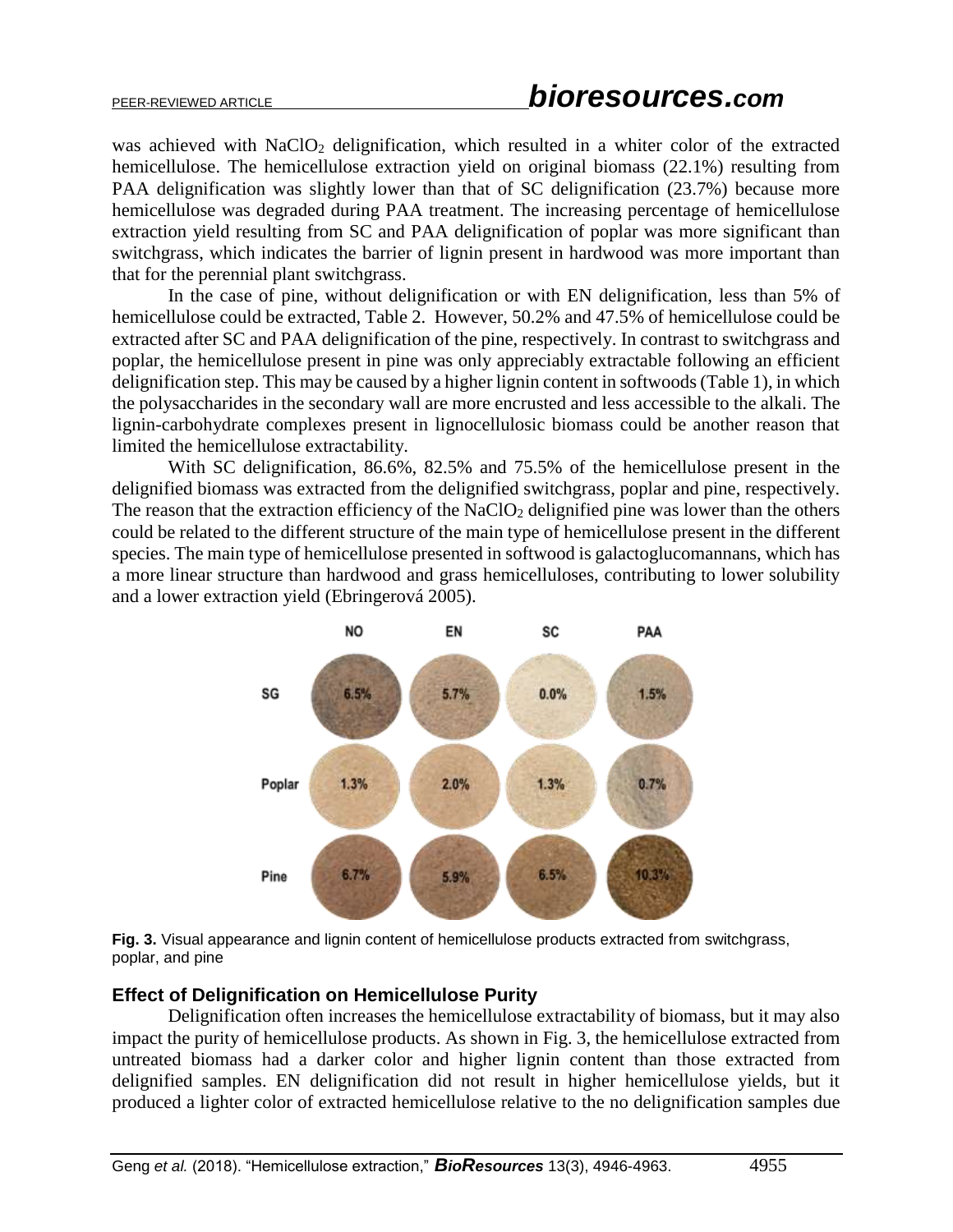was achieved with $NaClO_2$ delignification, which resulted in a whiter color of the extracted hemicellulose. The hemicellulose extraction yield on original biomass (22.1%) resulting from PAA delignification was slightly lower than that of SC delignification (23.7%) because more hemicellulose was degraded during PAA treatment. The increasing percentage of hemicellulose extraction yield resulting from SC and PAA delignification of poplar was more significant than switchgrass, which indicates the barrier of lignin present in hardwood was more important than that for the perennial plant switchgrass.

In the case of pine, without delignification or with EN delignification, less than 5% of hemicellulose could be extracted, Table 2. However, 50.2% and 47.5% of hemicellulose could be extracted after SC and PAA delignification of the pine, respectively. In contrast to switchgrass and poplar, the hemicellulose present in pine was only appreciably extractable following an efficient delignification step. This may be caused by a higher lignin content in softwoods (Table 1), in which the polysaccharides in the secondary wall are more encrusted and less accessible to the alkali. The lignin-carbohydrate complexes present in lignocellulosic biomass could be another reason that limited the hemicellulose extractability.

With SC delignification, 86.6%, 82.5% and 75.5% of the hemicellulose present in the delignified biomass was extracted from the delignified switchgrass, poplar and pine, respectively. The reason that the extraction efficiency of the $NaClO_2$ delignified pine was lower than the others could be related to the different structure of the main type of hemicellulose present in the different species. The main type of hemicellulose presented in softwood is galactoglucomannans, which has a more linear structure than hardwood and grass hemicelluloses, contributing to lower solubility and a lower extraction yield (Ebringerová 2005).

| | NO | EN | SC | PAA |
|---|---|---|---|---|
| SG | 6.5% | 5.7% | 0.0% | 1.5% |
| Poplar | 1.3% | 2.0% | 1.3% | 0.7% |
| Pine | 6.7% | 5.9% | 6.5% | 10.3% |

**Fig. 3.** Visual appearance and lignin content of hemicellulose products extracted from switchgrass, poplar, and pine

### Effect of Delignification on Hemicellulose Purity

Delignification often increases the hemicellulose extractability of biomass, but it may also impact the purity of hemicellulose products. As shown in Fig. 3, the hemicellulose extracted from untreated biomass had a darker color and higher lignin content than those extracted from delignified samples. EN delignification did not result in higher hemicellulose yields, but it produced a lighter color of extracted hemicellulose relative to the no delignification samples due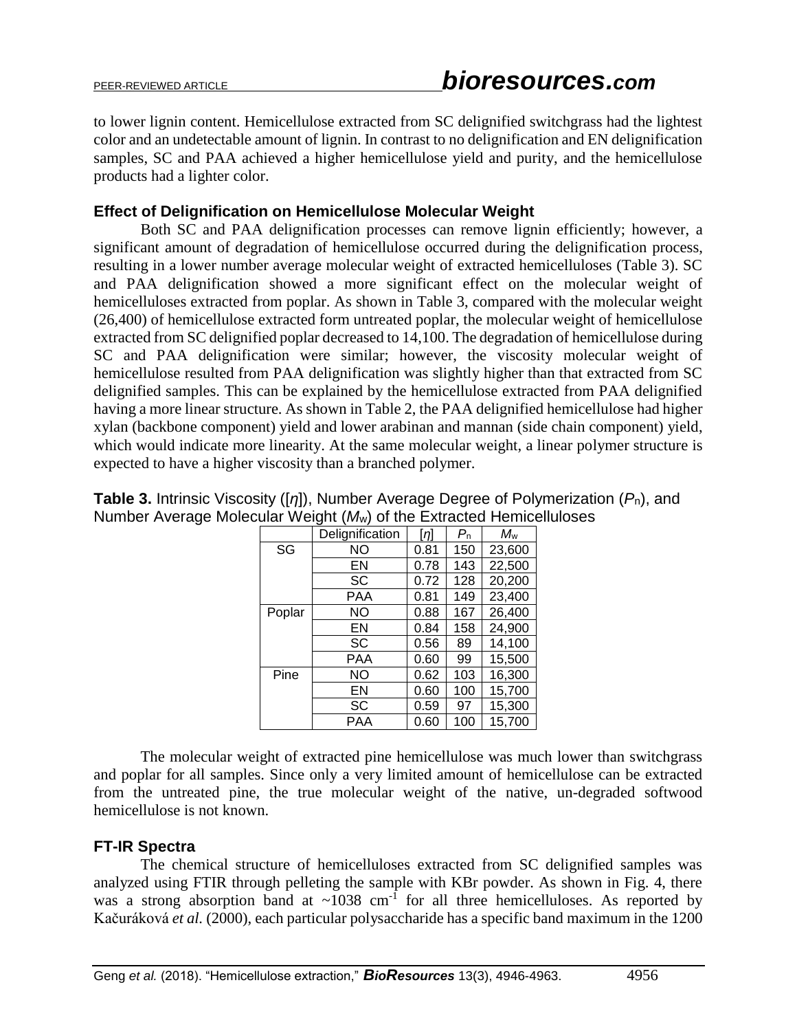to lower lignin content. Hemicellulose extracted from SC delignified switchgrass had the lightest color and an undetectable amount of lignin. In contrast to no delignification and EN delignification samples, SC and PAA achieved a higher hemicellulose yield and purity, and the hemicellulose products had a lighter color.

### Effect of Delignification on Hemicellulose Molecular Weight

Both SC and PAA delignification processes can remove lignin efficiently; however, a significant amount of degradation of hemicellulose occurred during the delignification process, resulting in a lower number average molecular weight of extracted hemicelluloses (Table 3). SC and PAA delignification showed a more significant effect on the molecular weight of hemicelluloses extracted from poplar. As shown in Table 3, compared with the molecular weight (26,400) of hemicellulose extracted form untreated poplar, the molecular weight of hemicellulose extracted from SC delignified poplar decreased to 14,100. The degradation of hemicellulose during SC and PAA delignification were similar; however, the viscosity molecular weight of hemicellulose resulted from PAA delignification was slightly higher than that extracted from SC delignified samples. This can be explained by the hemicellulose extracted from PAA delignified having a more linear structure. As shown in Table 2, the PAA delignified hemicellulose had higher xylan (backbone component) yield and lower arabinan and mannan (side chain component) yield, which would indicate more linearity. At the same molecular weight, a linear polymer structure is expected to have a higher viscosity than a branched polymer.

**Table 3.** Intrinsic Viscosity ([$\eta$]), Number Average Degree of Polymerization ($P_n$), and Number Average Molecular Weight ($M_w$) of the Extracted Hemicelluloses

| | Delignification | [$\eta$] | $P_n$ | $M_w$ |
|---|---|---|---|---|
| SG | NO | 0.81 | 150 | 23,600 |
| | EN | 0.78 | 143 | 22,500 |
| | SC | 0.72 | 128 | 20,200 |
| | PAA | 0.81 | 149 | 23,400 |
| Poplar | NO | 0.88 | 167 | 26,400 |
| | EN | 0.84 | 158 | 24,900 |
| | SC | 0.56 | 89 | 14,100 |
| | PAA | 0.60 | 99 | 15,500 |
| Pine | NO | 0.62 | 103 | 16,300 |
| | EN | 0.60 | 100 | 15,700 |
| | SC | 0.59 | 97 | 15,300 |
| | PAA | 0.60 | 100 | 15,700 |

The molecular weight of extracted pine hemicellulose was much lower than switchgrass and poplar for all samples. Since only a very limited amount of hemicellulose can be extracted from the untreated pine, the true molecular weight of the native, un-degraded softwood hemicellulose is not known.

### FT-IR Spectra

The chemical structure of hemicelluloses extracted from SC delignified samples was analyzed using FTIR through pelleting the sample with KBr powder. As shown in Fig. 4, there was a strong absorption band at ~1038 $cm^{-1}$ for all three hemicelluloses. As reported by Kačuráková *et al.* (2000), each particular polysaccharide has a specific band maximum in the 1200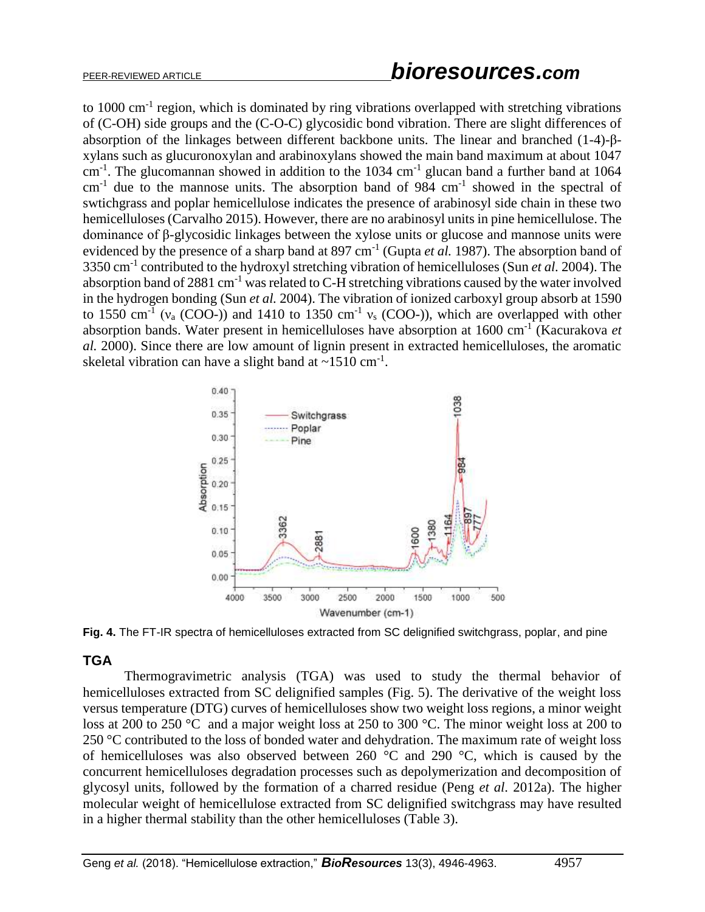to 1000 $cm^{-1}$ region, which is dominated by ring vibrations overlapped with stretching vibrations of (C-OH) side groups and the (C-O-C) glycosidic bond vibration. There are slight differences of absorption of the linkages between different backbone units. The linear and branched (1-4)-β-xylans such as glucuronoxylan and arabinoxylans showed the main band maximum at about 1047 $cm^{-1}$. The glucomannan showed in addition to the 1034 $cm^{-1}$ glucan band a further band at 1064 $cm^{-1}$ due to the mannose units. The absorption band of 984 $cm^{-1}$ showed in the spectral of swtichgrass and poplar hemicellulose indicates the presence of arabinosyl side chain in these two hemicelluloses (Carvalho 2015). However, there are no arabinosyl units in pine hemicellulose. The dominance of β-glycosidic linkages between the xylose units or glucose and mannose units were evidenced by the presence of a sharp band at 897 $cm^{-1}$ (Gupta *et al.* 1987). The absorption band of 3350 $cm^{-1}$ contributed to the hydroxyl stretching vibration of hemicelluloses (Sun *et al.* 2004). The absorption band of 2881 $cm^{-1}$ was related to C-H stretching vibrations caused by the water involved in the hydrogen bonding (Sun *et al.* 2004). The vibration of ionized carboxyl group absorb at 1590 to 1550 $cm^{-1}$ ($\nu_a$ (COO-)) and 1410 to 1350 $cm^{-1}$ $\nu_s$ (COO-)), which are overlapped with other absorption bands. Water present in hemicelluloses have absorption at 1600 $cm^{-1}$ (Kacurakova *et al.* 2000). Since there are low amount of lignin present in extracted hemicelluloses, the aromatic skeletal vibration can have a slight band at ~1510 $cm^{-1}$.

**Fig. 4.** The FT-IR spectra of hemicelluloses extracted from SC delignified switchgrass, poplar, and pine

## TGA

Thermogravimetric analysis (TGA) was used to study the thermal behavior of hemicelluloses extracted from SC delignified samples (Fig. 5). The derivative of the weight loss versus temperature (DTG) curves of hemicelluloses show two weight loss regions, a minor weight loss at 200 to 250 °C and a major weight loss at 250 to 300 °C. The minor weight loss at 200 to 250 °C contributed to the loss of bonded water and dehydration. The maximum rate of weight loss of hemicelluloses was also observed between 260 °C and 290 °C, which is caused by the concurrent hemicelluloses degradation processes such as depolymerization and decomposition of glycosyl units, followed by the formation of a charred residue (Peng *et al.* 2012a). The higher molecular weight of hemicellulose extracted from SC delignified switchgrass may have resulted in a higher thermal stability than the other hemicelluloses (Table 3).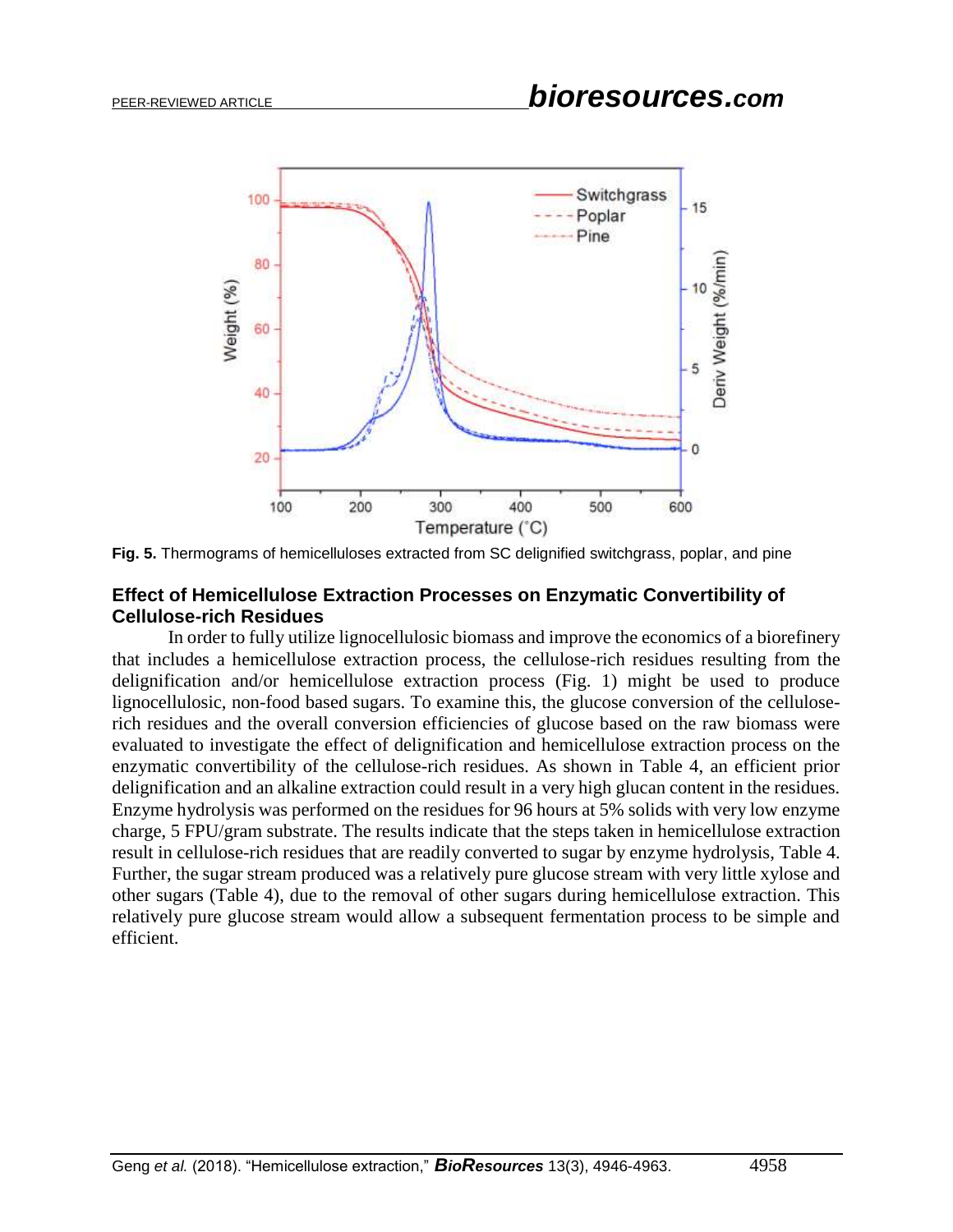**Fig. 5.** Thermograms of hemicelluloses extracted from SC delignified switchgrass, poplar, and pine

### Effect of Hemicellulose Extraction Processes on Enzymatic Convertibility of Cellulose-rich Residues

In order to fully utilize lignocellulosic biomass and improve the economics of a biorefinery that includes a hemicellulose extraction process, the cellulose-rich residues resulting from the delignification and/or hemicellulose extraction process (Fig. 1) might be used to produce lignocellulosic, non-food based sugars. To examine this, the glucose conversion of the cellulose-rich residues and the overall conversion efficiencies of glucose based on the raw biomass were evaluated to investigate the effect of delignification and hemicellulose extraction process on the enzymatic convertibility of the cellulose-rich residues. As shown in Table 4, an efficient prior delignification and an alkaline extraction could result in a very high glucan content in the residues. Enzyme hydrolysis was performed on the residues for 96 hours at 5% solids with very low enzyme charge, 5 FPU/gram substrate. The results indicate that the steps taken in hemicellulose extraction result in cellulose-rich residues that are readily converted to sugar by enzyme hydrolysis, Table 4. Further, the sugar stream produced was a relatively pure glucose stream with very little xylose and other sugars (Table 4), due to the removal of other sugars during hemicellulose extraction. This relatively pure glucose stream would allow a subsequent fermentation process to be simple and efficient.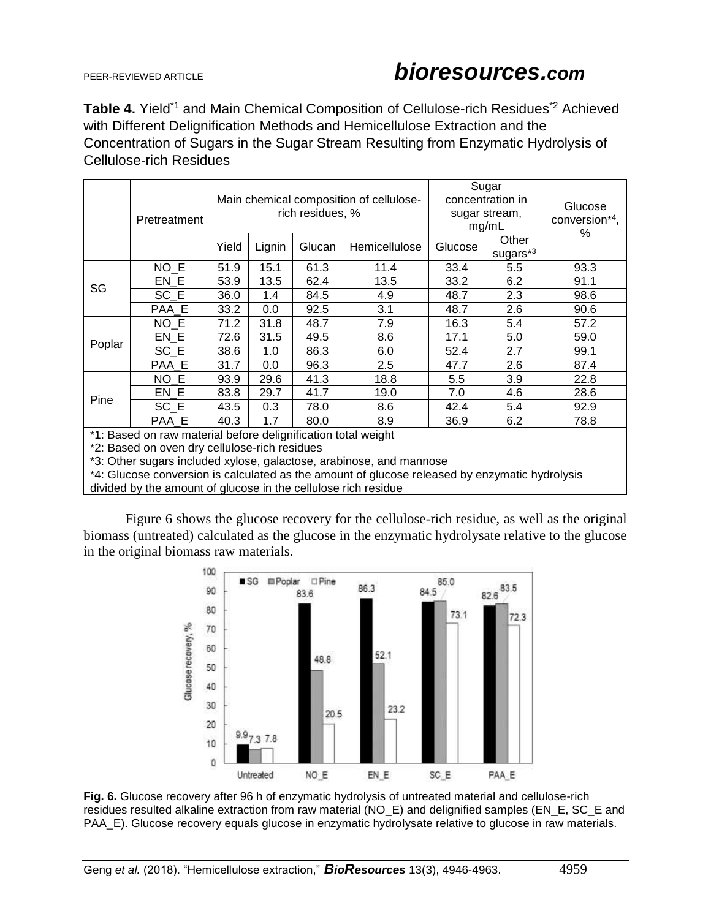**Table 4.** Yield[*1] and Main Chemical Composition of Cellulose-rich Residues[*2] Achieved with Different Delignification Methods and Hemicellulose Extraction and the Concentration of Sugars in the Sugar Stream Resulting from Enzymatic Hydrolysis of Cellulose-rich Residues

| | Pretreatment | Main chemical composition of cellulose-rich residues, % | | | | Sugar concentration in sugar stream, mg/mL | | Glucose conversion*[4], % |
|---|---|---|---|---|---|---|---|---|
| | | Yield | Lignin | Glucan | Hemicellulose | Glucose | Other sugars*[3] | |
| SG | NO_E | 51.9 | 15.1 | 61.3 | 11.4 | 33.4 | 5.5 | 93.3 |
| | EN_E | 53.9 | 13.5 | 62.4 | 13.5 | 33.2 | 6.2 | 91.1 |
| | SC_E | 36.0 | 1.4 | 84.5 | 4.9 | 48.7 | 2.3 | 98.6 |
| | PAA_E | 33.2 | 0.0 | 92.5 | 3.1 | 48.7 | 2.6 | 90.6 |
| Poplar | NO_E | 71.2 | 31.8 | 48.7 | 7.9 | 16.3 | 5.4 | 57.2 |
| | EN_E | 72.6 | 31.5 | 49.5 | 8.6 | 17.1 | 5.0 | 59.0 |
| | SC_E | 38.6 | 1.0 | 86.3 | 6.0 | 52.4 | 2.7 | 99.1 |
| | PAA_E | 31.7 | 0.0 | 96.3 | 2.5 | 47.7 | 2.6 | 87.4 |
| Pine | NO_E | 93.9 | 29.6 | 41.3 | 18.8 | 5.5 | 3.9 | 22.8 |
| | EN_E | 83.8 | 29.7 | 41.7 | 19.0 | 7.0 | 4.6 | 28.6 |
| | SC_E | 43.5 | 0.3 | 78.0 | 8.6 | 42.4 | 5.4 | 92.9 |
| | PAA_E | 40.3 | 1.7 | 80.0 | 8.9 | 36.9 | 6.2 | 78.8 |

*1: Based on raw material before delignification total weight
*2: Based on oven dry cellulose-rich residues
*3: Other sugars included xylose, galactose, arabinose, and mannose
*4: Glucose conversion is calculated as the amount of glucose released by enzymatic hydrolysis divided by the amount of glucose in the cellulose rich residue

Figure 6 shows the glucose recovery for the cellulose-rich residue, as well as the original biomass (untreated) calculated as the glucose in the enzymatic hydrolysate relative to the glucose in the original biomass raw materials.

**Fig. 6.** Glucose recovery after 96 h of enzymatic hydrolysis of untreated material and cellulose-rich residues resulted alkaline extraction from raw material (NO_E) and delignified samples (EN_E, SC_E and PAA_E). Glucose recovery equals glucose in enzymatic hydrolysate relative to glucose in raw materials.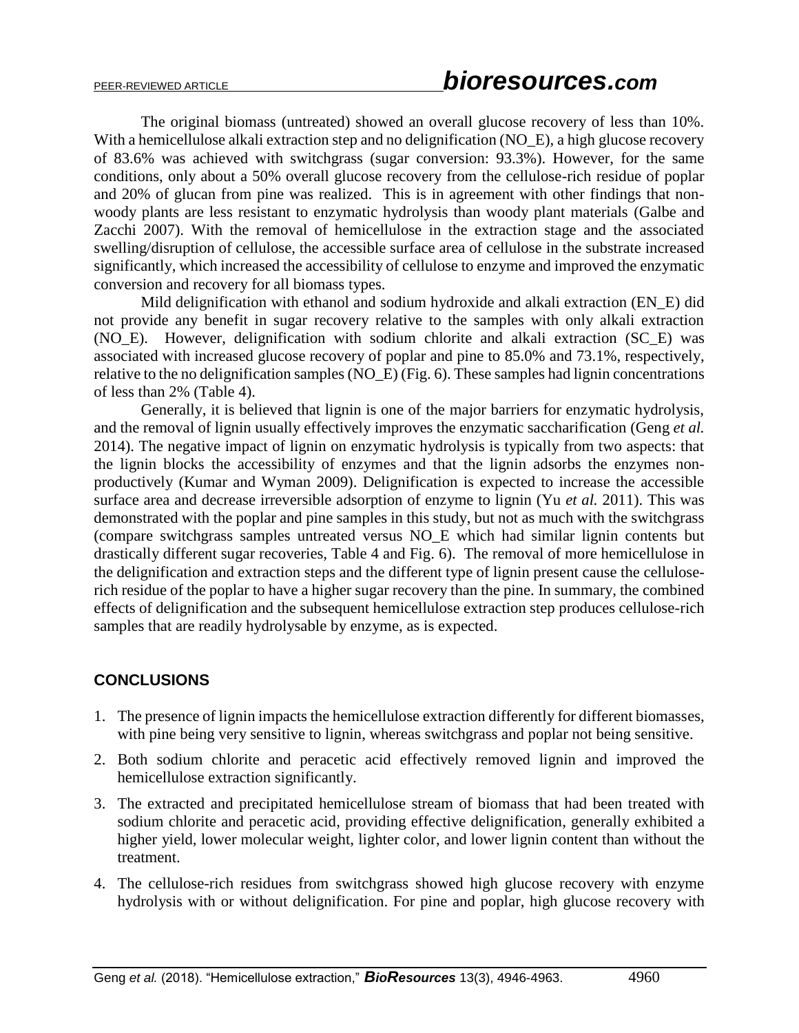The original biomass (untreated) showed an overall glucose recovery of less than 10%. With a hemicellulose alkali extraction step and no delignification (NO_E), a high glucose recovery of 83.6% was achieved with switchgrass (sugar conversion: 93.3%). However, for the same conditions, only about a 50% overall glucose recovery from the cellulose-rich residue of poplar and 20% of glucan from pine was realized. This is in agreement with other findings that non-woody plants are less resistant to enzymatic hydrolysis than woody plant materials (Galbe and Zacchi 2007). With the removal of hemicellulose in the extraction stage and the associated swelling/disruption of cellulose, the accessible surface area of cellulose in the substrate increased significantly, which increased the accessibility of cellulose to enzyme and improved the enzymatic conversion and recovery for all biomass types.

Mild delignification with ethanol and sodium hydroxide and alkali extraction (EN_E) did not provide any benefit in sugar recovery relative to the samples with only alkali extraction (NO_E). However, delignification with sodium chlorite and alkali extraction (SC_E) was associated with increased glucose recovery of poplar and pine to 85.0% and 73.1%, respectively, relative to the no delignification samples (NO_E) (Fig. 6). These samples had lignin concentrations of less than 2% (Table 4).

Generally, it is believed that lignin is one of the major barriers for enzymatic hydrolysis, and the removal of lignin usually effectively improves the enzymatic saccharification (Geng *et al.* 2014). The negative impact of lignin on enzymatic hydrolysis is typically from two aspects: that the lignin blocks the accessibility of enzymes and that the lignin adsorbs the enzymes non-productively (Kumar and Wyman 2009). Delignification is expected to increase the accessible surface area and decrease irreversible adsorption of enzyme to lignin (Yu *et al.* 2011). This was demonstrated with the poplar and pine samples in this study, but not as much with the switchgrass (compare switchgrass samples untreated versus NO_E which had similar lignin contents but drastically different sugar recoveries, Table 4 and Fig. 6). The removal of more hemicellulose in the delignification and extraction steps and the different type of lignin present cause the cellulose-rich residue of the poplar to have a higher sugar recovery than the pine. In summary, the combined effects of delignification and the subsequent hemicellulose extraction step produces cellulose-rich samples that are readily hydrolysable by enzyme, as is expected.

## CONCLUSIONS

1. The presence of lignin impacts the hemicellulose extraction differently for different biomasses, with pine being very sensitive to lignin, whereas switchgrass and poplar not being sensitive.
2. Both sodium chlorite and peracetic acid effectively removed lignin and improved the hemicellulose extraction significantly.
3. The extracted and precipitated hemicellulose stream of biomass that had been treated with sodium chlorite and peracetic acid, providing effective delignification, generally exhibited a higher yield, lower molecular weight, lighter color, and lower lignin content than without the treatment.
4. The cellulose-rich residues from switchgrass showed high glucose recovery with enzyme hydrolysis with or without delignification. For pine and poplar, high glucose recovery with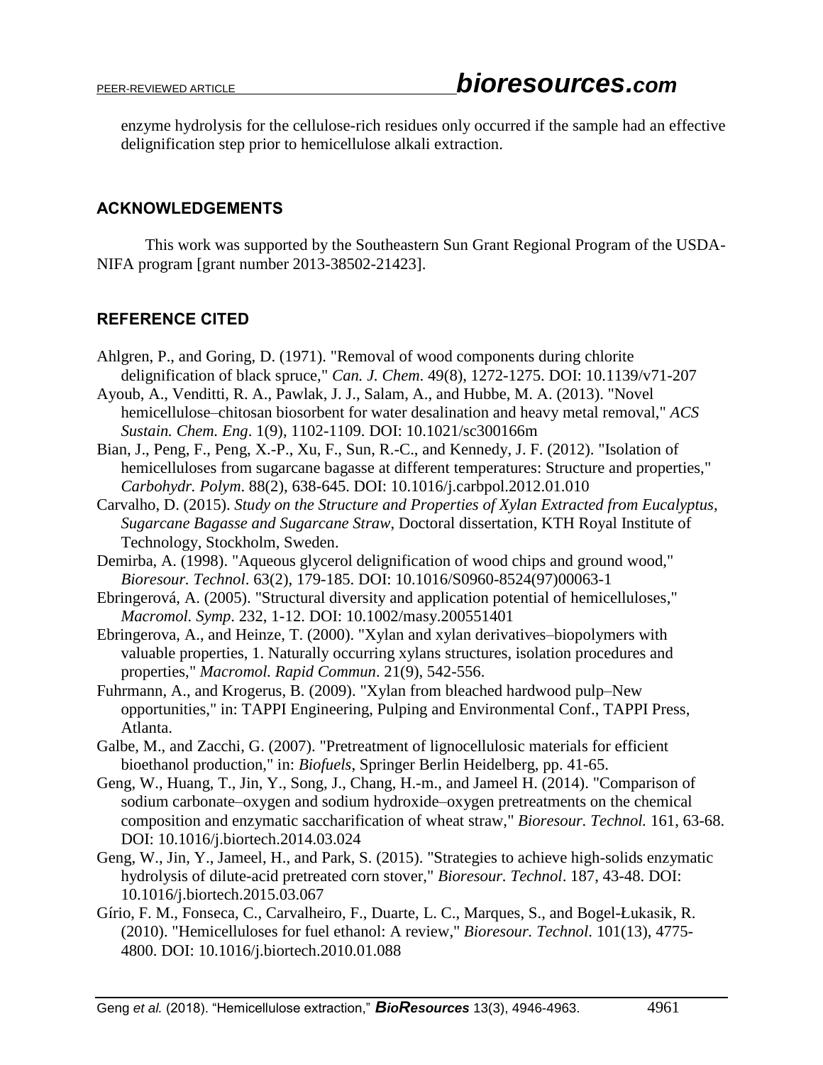enzyme hydrolysis for the cellulose-rich residues only occurred if the sample had an effective delignification step prior to hemicellulose alkali extraction.

## ACKNOWLEDGEMENTS

This work was supported by the Southeastern Sun Grant Regional Program of the USDA-NIFA program [grant number 2013-38502-21423].

## REFERENCE CITED

Ahlgren, P., and Goring, D. (1971). "Removal of wood components during chlorite delignification of black spruce," *Can. J. Chem.* 49(8), 1272-1275. DOI: 10.1139/v71-207

Ayoub, A., Venditti, R. A., Pawlak, J. J., Salam, A., and Hubbe, M. A. (2013). "Novel hemicellulose–chitosan biosorbent for water desalination and heavy metal removal," *ACS Sustain. Chem. Eng*. 1(9), 1102-1109. DOI: 10.1021/sc300166m

Bian, J., Peng, F., Peng, X.-P., Xu, F., Sun, R.-C., and Kennedy, J. F. (2012). "Isolation of hemicelluloses from sugarcane bagasse at different temperatures: Structure and properties," *Carbohydr. Polym*. 88(2), 638-645. DOI: 10.1016/j.carbpol.2012.01.010

Carvalho, D. (2015). *Study on the Structure and Properties of Xylan Extracted from Eucalyptus, Sugarcane Bagasse and Sugarcane Straw*, Doctoral dissertation, KTH Royal Institute of Technology, Stockholm, Sweden.

Demirba, A. (1998). "Aqueous glycerol delignification of wood chips and ground wood," *Bioresour. Technol*. 63(2), 179-185. DOI: 10.1016/S0960-8524(97)00063-1

Ebringerová, A. (2005). "Structural diversity and application potential of hemicelluloses," *Macromol. Symp*. 232, 1-12. DOI: 10.1002/masy.200551401

Ebringerova, A., and Heinze, T. (2000). "Xylan and xylan derivatives–biopolymers with valuable properties, 1. Naturally occurring xylans structures, isolation procedures and properties," *Macromol. Rapid Commun*. 21(9), 542-556.

Fuhrmann, A., and Krogerus, B. (2009). "Xylan from bleached hardwood pulp–New opportunities," in: TAPPI Engineering, Pulping and Environmental Conf., TAPPI Press, Atlanta.

Galbe, M., and Zacchi, G. (2007). "Pretreatment of lignocellulosic materials for efficient bioethanol production," in: *Biofuels*, Springer Berlin Heidelberg, pp. 41-65.

Geng, W., Huang, T., Jin, Y., Song, J., Chang, H.-m., and Jameel H. (2014). "Comparison of sodium carbonate–oxygen and sodium hydroxide–oxygen pretreatments on the chemical composition and enzymatic saccharification of wheat straw," *Bioresour. Technol.* 161, 63-68. DOI: 10.1016/j.biortech.2014.03.024

Geng, W., Jin, Y., Jameel, H., and Park, S. (2015). "Strategies to achieve high-solids enzymatic hydrolysis of dilute-acid pretreated corn stover," *Bioresour. Technol*. 187, 43-48. DOI: 10.1016/j.biortech.2015.03.067

Gírio, F. M., Fonseca, C., Carvalheiro, F., Duarte, L. C., Marques, S., and Bogel-Łukasik, R. (2010). "Hemicelluloses for fuel ethanol: A review," *Bioresour. Technol*. 101(13), 4775-4800. DOI: 10.1016/j.biortech.2010.01.088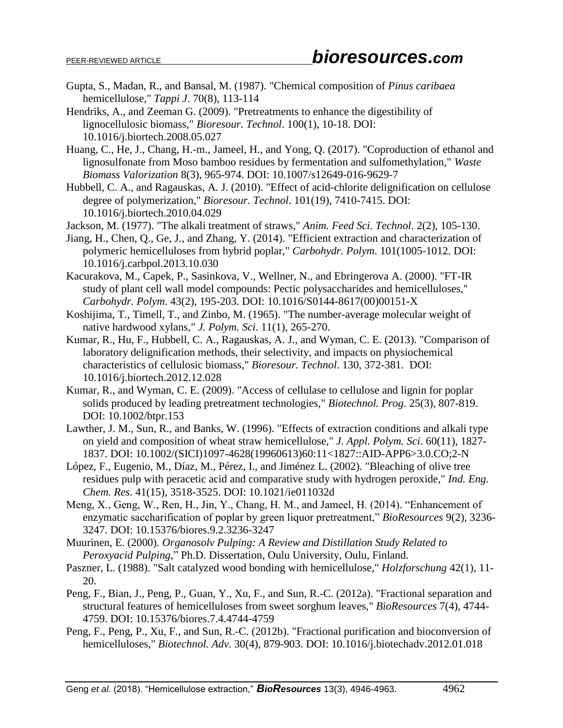Gupta, S., Madan, R., and Bansal, M. (1987). "Chemical composition of *Pinus caribaea* hemicellulose," *Tappi J*. 70(8), 113-114

Hendriks, A., and Zeeman G. (2009). "Pretreatments to enhance the digestibility of lignocellulosic biomass," *Bioresour. Technol*. 100(1), 10-18. DOI: 10.1016/j.biortech.2008.05.027

Huang, C., He, J., Chang, H.-m., Jameel, H., and Yong, Q. (2017). "Coproduction of ethanol and lignosulfonate from Moso bamboo residues by fermentation and sulfomethylation," *Waste Biomass Valorization* 8(3), 965-974. DOI: 10.1007/s12649-016-9629-7

Hubbell, C. A., and Ragauskas, A. J. (2010). "Effect of acid-chlorite delignification on cellulose degree of polymerization," *Bioresour. Technol*. 101(19), 7410-7415. DOI: 10.1016/j.biortech.2010.04.029

Jackson, M. (1977). "The alkali treatment of straws," *Anim. Feed Sci. Technol*. 2(2), 105-130.

Jiang, H., Chen, Q., Ge, J., and Zhang, Y. (2014). "Efficient extraction and characterization of polymeric hemicelluloses from hybrid poplar," *Carbohydr. Polym*. 101(1005-1012. DOI: 10.1016/j.carbpol.2013.10.030

Kacurakova, M., Capek, P., Sasinkova, V., Wellner, N., and Ebringerova A. (2000). "FT-IR study of plant cell wall model compounds: Pectic polysaccharides and hemicelluloses," *Carbohydr. Polym*. 43(2), 195-203. DOI: 10.1016/S0144-8617(00)00151-X

Koshijima, T., Timell, T., and Zinbo, M. (1965). "The number-average molecular weight of native hardwood xylans," *J. Polym. Sci*. 11(1), 265-270.

Kumar, R., Hu, F., Hubbell, C. A., Ragauskas, A. J., and Wyman, C. E. (2013). "Comparison of laboratory delignification methods, their selectivity, and impacts on physiochemical characteristics of cellulosic biomass," *Bioresour. Technol*. 130, 372-381. DOI: 10.1016/j.biortech.2012.12.028

Kumar, R., and Wyman, C. E. (2009). "Access of cellulase to cellulose and lignin for poplar solids produced by leading pretreatment technologies," *Biotechnol. Prog*. 25(3), 807-819. DOI: 10.1002/btpr.153

Lawther, J. M., Sun, R., and Banks, W. (1996). "Effects of extraction conditions and alkali type on yield and composition of wheat straw hemicellulose," *J. Appl. Polym. Sci*. 60(11), 1827-1837. DOI: 10.1002/(SICI)1097-4628(19960613)60:11<1827::AID-APP6>3.0.CO;2-N

López, F., Eugenio, M., Díaz, M., Pérez, I., and Jiménez L. (2002). "Bleaching of olive tree residues pulp with peracetic acid and comparative study with hydrogen peroxide," *Ind. Eng. Chem. Res*. 41(15), 3518-3525. DOI: 10.1021/ie011032d

Meng, X., Geng, W., Ren, H., Jin, Y., Chang, H. M., and Jameel, H. (2014). "Enhancement of enzymatic saccharification of poplar by green liquor pretreatment," *BioResources* 9(2), 3236-3247. DOI: 10.15376/biores.9.2.3236-3247

Muurinen, E. (2000). *Organosolv Pulping: A Review and Distillation Study Related to Peroxyacid Pulping*," Ph.D. Dissertation, Oulu University, Oulu, Finland.

Paszner, L. (1988). "Salt catalyzed wood bonding with hemicellulose," *Holzforschung* 42(1), 11-20.

Peng, F., Bian, J., Peng, P., Guan, Y., Xu, F., and Sun, R.-C. (2012a). "Fractional separation and structural features of hemicelluloses from sweet sorghum leaves," *BioResources* 7(4), 4744-4759. DOI: 10.15376/biores.7.4.4744-4759

Peng, F., Peng, P., Xu, F., and Sun, R.-C. (2012b). "Fractional purification and bioconversion of hemicelluloses," *Biotechnol. Adv*. 30(4), 879-903. DOI: 10.1016/j.biotechadv.2012.01.018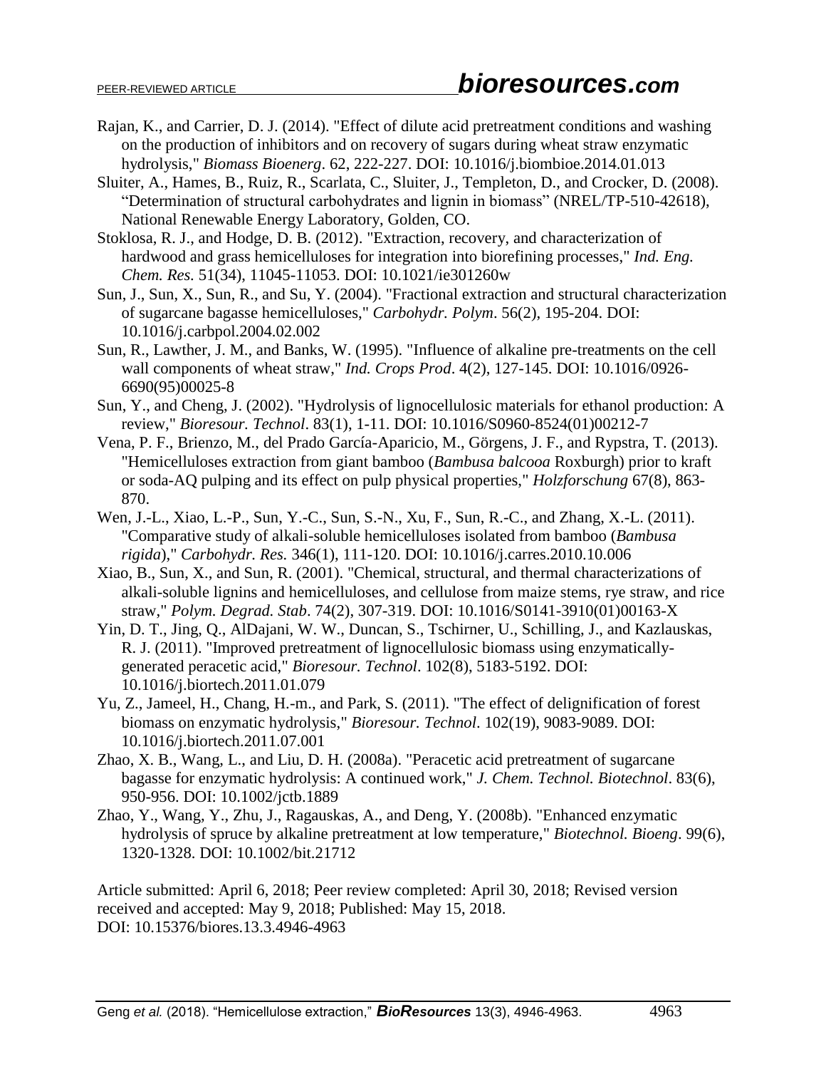Rajan, K., and Carrier, D. J. (2014). "Effect of dilute acid pretreatment conditions and washing on the production of inhibitors and on recovery of sugars during wheat straw enzymatic hydrolysis," *Biomass Bioenerg*. 62, 222-227. DOI: 10.1016/j.biombioe.2014.01.013

Sluiter, A., Hames, B., Ruiz, R., Scarlata, C., Sluiter, J., Templeton, D., and Crocker, D. (2008). "Determination of structural carbohydrates and lignin in biomass" (NREL/TP-510-42618), National Renewable Energy Laboratory, Golden, CO.

Stoklosa, R. J., and Hodge, D. B. (2012). "Extraction, recovery, and characterization of hardwood and grass hemicelluloses for integration into biorefining processes," *Ind. Eng. Chem. Res.* 51(34), 11045-11053. DOI: 10.1021/ie301260w

Sun, J., Sun, X., Sun, R., and Su, Y. (2004). "Fractional extraction and structural characterization of sugarcane bagasse hemicelluloses," *Carbohydr. Polym*. 56(2), 195-204. DOI: 10.1016/j.carbpol.2004.02.002

Sun, R., Lawther, J. M., and Banks, W. (1995). "Influence of alkaline pre-treatments on the cell wall components of wheat straw," *Ind. Crops Prod*. 4(2), 127-145. DOI: 10.1016/0926-6690(95)00025-8

Sun, Y., and Cheng, J. (2002). "Hydrolysis of lignocellulosic materials for ethanol production: A review," *Bioresour. Technol*. 83(1), 1-11. DOI: 10.1016/S0960-8524(01)00212-7

Vena, P. F., Brienzo, M., del Prado García-Aparicio, M., Görgens, J. F., and Rypstra, T. (2013). "Hemicelluloses extraction from giant bamboo (*Bambusa balcooa* Roxburgh) prior to kraft or soda-AQ pulping and its effect on pulp physical properties," *Holzforschung* 67(8), 863-870.

Wen, J.-L., Xiao, L.-P., Sun, Y.-C., Sun, S.-N., Xu, F., Sun, R.-C., and Zhang, X.-L. (2011). "Comparative study of alkali-soluble hemicelluloses isolated from bamboo (*Bambusa rigida*)," *Carbohydr. Res.* 346(1), 111-120. DOI: 10.1016/j.carres.2010.10.006

Xiao, B., Sun, X., and Sun, R. (2001). "Chemical, structural, and thermal characterizations of alkali-soluble lignins and hemicelluloses, and cellulose from maize stems, rye straw, and rice straw," *Polym. Degrad. Stab*. 74(2), 307-319. DOI: 10.1016/S0141-3910(01)00163-X

Yin, D. T., Jing, Q., AlDajani, W. W., Duncan, S., Tschirner, U., Schilling, J., and Kazlauskas, R. J. (2011). "Improved pretreatment of lignocellulosic biomass using enzymatically-generated peracetic acid," *Bioresour. Technol*. 102(8), 5183-5192. DOI: 10.1016/j.biortech.2011.01.079

Yu, Z., Jameel, H., Chang, H.-m., and Park, S. (2011). "The effect of delignification of forest biomass on enzymatic hydrolysis," *Bioresour. Technol*. 102(19), 9083-9089. DOI: 10.1016/j.biortech.2011.07.001

Zhao, X. B., Wang, L., and Liu, D. H. (2008a). "Peracetic acid pretreatment of sugarcane bagasse for enzymatic hydrolysis: A continued work," *J. Chem. Technol. Biotechnol*. 83(6), 950-956. DOI: 10.1002/jctb.1889

Zhao, Y., Wang, Y., Zhu, J., Ragauskas, A., and Deng, Y. (2008b). "Enhanced enzymatic hydrolysis of spruce by alkaline pretreatment at low temperature," *Biotechnol. Bioeng*. 99(6), 1320-1328. DOI: 10.1002/bit.21712

Article submitted: April 6, 2018; Peer review completed: April 30, 2018; Revised version received and accepted: May 9, 2018; Published: May 15, 2018.
DOI: 10.15376/biores.13.3.4946-4963